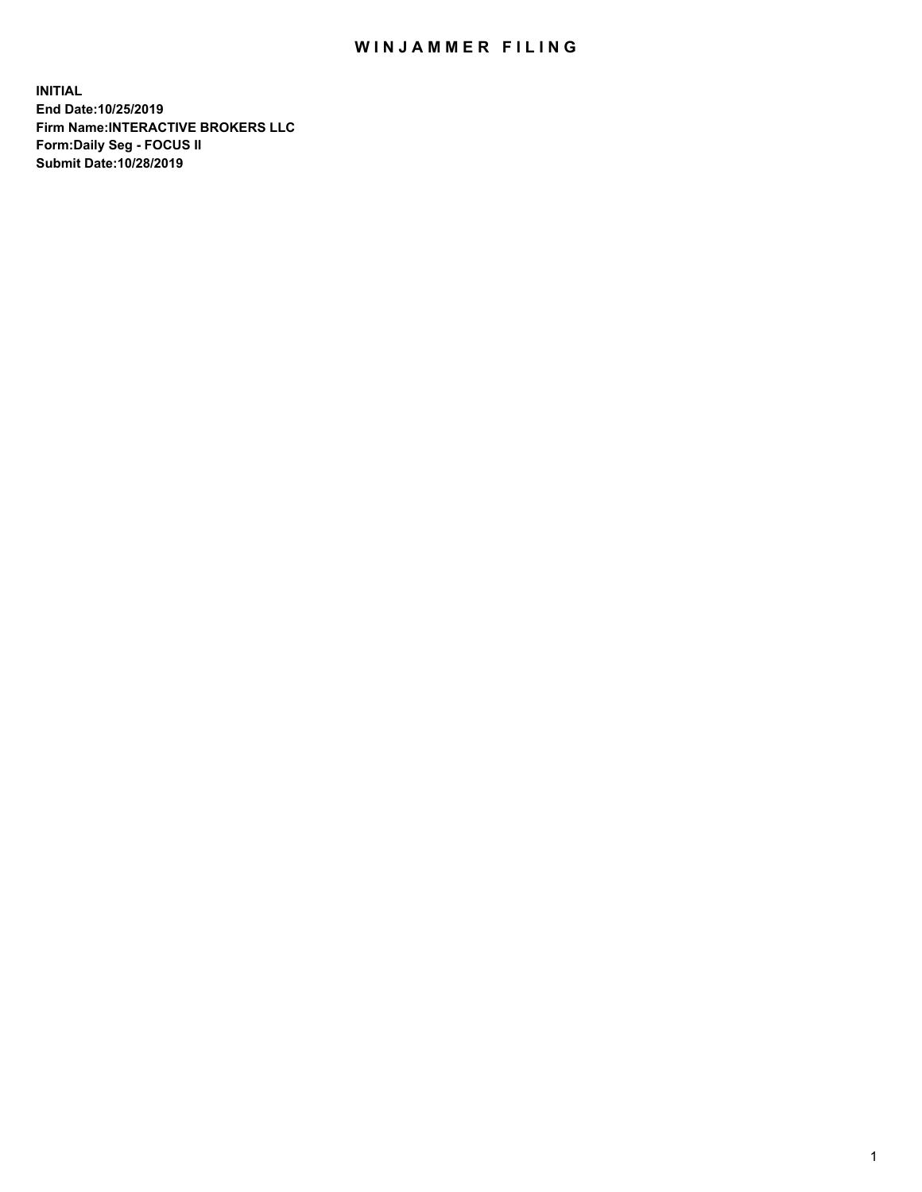# WINJAMMER FILING

**INITIAL**
**End Date:10/25/2019**
**Firm Name:INTERACTIVE BROKERS LLC**
**Form:Daily Seg - FOCUS II**
**Submit Date:10/28/2019**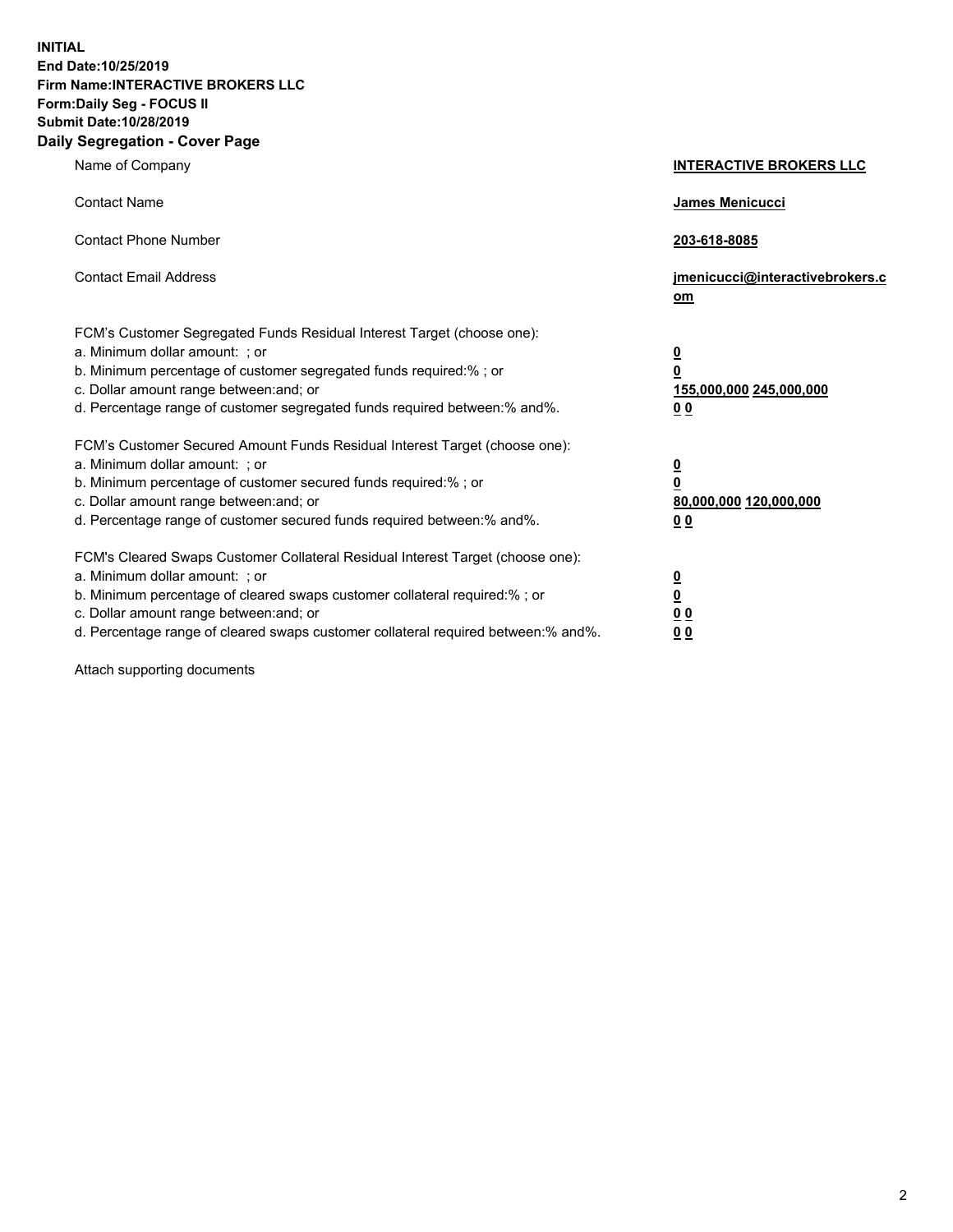**INITIAL**
**End Date:10/25/2019**
**Firm Name:INTERACTIVE BROKERS LLC**
**Form:Daily Seg - FOCUS II**
**Submit Date:10/28/2019**

## Daily Segregation - Cover Page

| | |
|---|---|
| Name of Company | **INTERACTIVE BROKERS LLC** |
| Contact Name | **James Menicucci** |
| Contact Phone Number | **203-618-8085** |
| Contact Email Address | **jmenicucci@interactivebrokers.com** |

FCM's Customer Segregated Funds Residual Interest Target (choose one):

| | |
|---|---|
| a. Minimum dollar amount: ; or | **0** |
| b. Minimum percentage of customer segregated funds required:% ; or | **0** |
| c. Dollar amount range between:and; or | **155,000,000 245,000,000** |
| d. Percentage range of customer segregated funds required between:% and%. | **0 0** |

FCM's Customer Secured Amount Funds Residual Interest Target (choose one):

| | |
|---|---|
| a. Minimum dollar amount: ; or | **0** |
| b. Minimum percentage of customer secured funds required:% ; or | **0** |
| c. Dollar amount range between:and; or | **80,000,000 120,000,000** |
| d. Percentage range of customer secured funds required between:% and%. | **0 0** |

FCM's Cleared Swaps Customer Collateral Residual Interest Target (choose one):

| | |
|---|---|
| a. Minimum dollar amount: ; or | **0** |
| b. Minimum percentage of cleared swaps customer collateral required:% ; or | **0** |
| c. Dollar amount range between:and; or | **0 0** |
| d. Percentage range of cleared swaps customer collateral required between:% and%. | **0 0** |

Attach supporting documents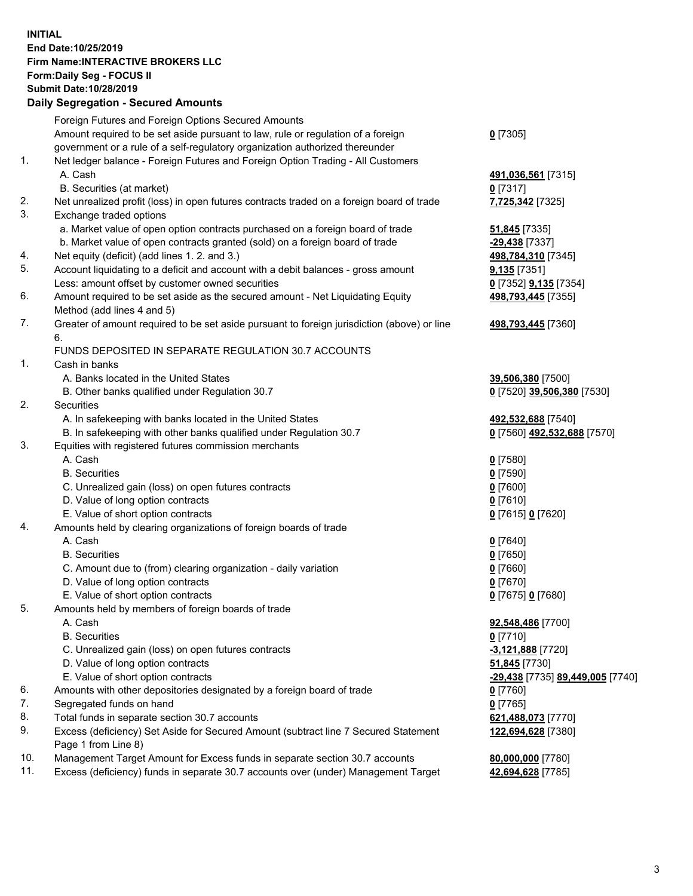**INITIAL**
**End Date:10/25/2019**
**Firm Name:INTERACTIVE BROKERS LLC**
**Form:Daily Seg - FOCUS II**
**Submit Date:10/28/2019**

## Daily Segregation - Secured Amounts

| | | |
|---|---|---|
| | Foreign Futures and Foreign Options Secured Amounts | |
| | Amount required to be set aside pursuant to law, rule or regulation of a foreign government or a rule of a self-regulatory organization authorized thereunder | **0** [7305] |
| 1. | Net ledger balance - Foreign Futures and Foreign Option Trading - All Customers | |
| | A. Cash | **491,036,561** [7315] |
| | B. Securities (at market) | **0** [7317] |
| 2. | Net unrealized profit (loss) in open futures contracts traded on a foreign board of trade | **7,725,342** [7325] |
| 3. | Exchange traded options | |
| | a. Market value of open option contracts purchased on a foreign board of trade | **51,845** [7335] |
| | b. Market value of open contracts granted (sold) on a foreign board of trade | **-29,438** [7337] |
| 4. | Net equity (deficit) (add lines 1. 2. and 3.) | **498,784,310** [7345] |
| 5. | Account liquidating to a deficit and account with a debit balances - gross amount | **9,135** [7351] |
| | Less: amount offset by customer owned securities | **0** [7352] **9,135** [7354] |
| 6. | Amount required to be set aside as the secured amount - Net Liquidating Equity Method (add lines 4 and 5) | **498,793,445** [7355] |
| 7. | Greater of amount required to be set aside pursuant to foreign jurisdiction (above) or line 6. | **498,793,445** [7360] |
| | FUNDS DEPOSITED IN SEPARATE REGULATION 30.7 ACCOUNTS | |
| 1. | Cash in banks | |
| | A. Banks located in the United States | **39,506,380** [7500] |
| | B. Other banks qualified under Regulation 30.7 | **0** [7520] **39,506,380** [7530] |
| 2. | Securities | |
| | A. In safekeeping with banks located in the United States | **492,532,688** [7540] |
| | B. In safekeeping with other banks qualified under Regulation 30.7 | **0** [7560] **492,532,688** [7570] |
| 3. | Equities with registered futures commission merchants | |
| | A. Cash | **0** [7580] |
| | B. Securities | **0** [7590] |
| | C. Unrealized gain (loss) on open futures contracts | **0** [7600] |
| | D. Value of long option contracts | **0** [7610] |
| | E. Value of short option contracts | **0** [7615] **0** [7620] |
| 4. | Amounts held by clearing organizations of foreign boards of trade | |
| | A. Cash | **0** [7640] |
| | B. Securities | **0** [7650] |
| | C. Amount due to (from) clearing organization - daily variation | **0** [7660] |
| | D. Value of long option contracts | **0** [7670] |
| | E. Value of short option contracts | **0** [7675] **0** [7680] |
| 5. | Amounts held by members of foreign boards of trade | |
| | A. Cash | **92,548,486** [7700] |
| | B. Securities | **0** [7710] |
| | C. Unrealized gain (loss) on open futures contracts | **-3,121,888** [7720] |
| | D. Value of long option contracts | **51,845** [7730] |
| | E. Value of short option contracts | **-29,438** [7735] **89,449,005** [7740] |
| 6. | Amounts with other depositories designated by a foreign board of trade | **0** [7760] |
| 7. | Segregated funds on hand | **0** [7765] |
| 8. | Total funds in separate section 30.7 accounts | **621,488,073** [7770] |
| 9. | Excess (deficiency) Set Aside for Secured Amount (subtract line 7 Secured Statement Page 1 from Line 8) | **122,694,628** [7380] |
| 10. | Management Target Amount for Excess funds in separate section 30.7 accounts | **80,000,000** [7780] |
| 11. | Excess (deficiency) funds in separate 30.7 accounts over (under) Management Target | **42,694,628** [7785] |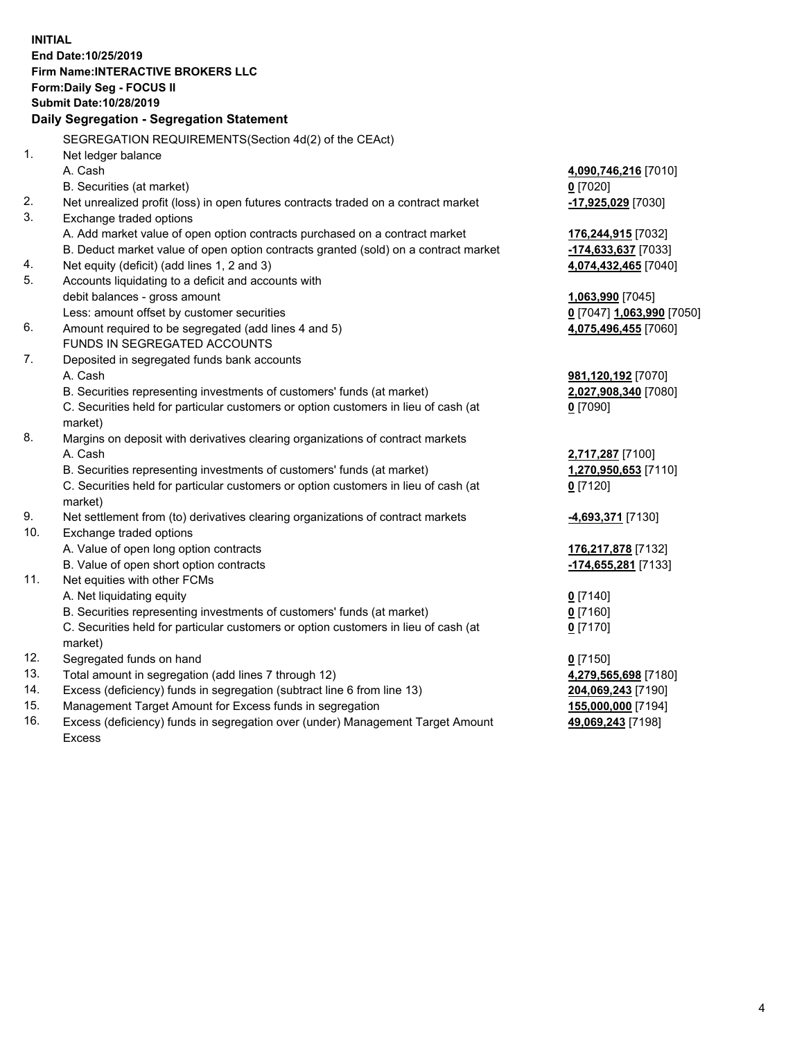**INITIAL**
**End Date:10/25/2019**
**Firm Name:INTERACTIVE BROKERS LLC**
**Form:Daily Seg - FOCUS II**
**Submit Date:10/28/2019**

**Daily Segregation - Segregation Statement**

SEGREGATION REQUIREMENTS(Section 4d(2) of the CEAct)

| | | |
|---|---|---|
| 1. | Net ledger balance | |
| | A. Cash | **4,090,746,216** [7010] |
| | B. Securities (at market) | **0** [7020] |
| 2. | Net unrealized profit (loss) in open futures contracts traded on a contract market | **-17,925,029** [7030] |
| 3. | Exchange traded options | |
| | A. Add market value of open option contracts purchased on a contract market | **176,244,915** [7032] |
| | B. Deduct market value of open option contracts granted (sold) on a contract market | **-174,633,637** [7033] |
| 4. | Net equity (deficit) (add lines 1, 2 and 3) | **4,074,432,465** [7040] |
| 5. | Accounts liquidating to a deficit and accounts with | |
| | debit balances - gross amount | **1,063,990** [7045] |
| | Less: amount offset by customer securities | **0** [7047] **1,063,990** [7050] |
| 6. | Amount required to be segregated (add lines 4 and 5) | **4,075,496,455** [7060] |
| | FUNDS IN SEGREGATED ACCOUNTS | |
| 7. | Deposited in segregated funds bank accounts | |
| | A. Cash | **981,120,192** [7070] |
| | B. Securities representing investments of customers' funds (at market) | **2,027,908,340** [7080] |
| | C. Securities held for particular customers or option customers in lieu of cash (at market) | **0** [7090] |
| 8. | Margins on deposit with derivatives clearing organizations of contract markets | |
| | A. Cash | **2,717,287** [7100] |
| | B. Securities representing investments of customers' funds (at market) | **1,270,950,653** [7110] |
| | C. Securities held for particular customers or option customers in lieu of cash (at market) | **0** [7120] |
| 9. | Net settlement from (to) derivatives clearing organizations of contract markets | **-4,693,371** [7130] |
| 10. | Exchange traded options | |
| | A. Value of open long option contracts | **176,217,878** [7132] |
| | B. Value of open short option contracts | **-174,655,281** [7133] |
| 11. | Net equities with other FCMs | |
| | A. Net liquidating equity | **0** [7140] |
| | B. Securities representing investments of customers' funds (at market) | **0** [7160] |
| | C. Securities held for particular customers or option customers in lieu of cash (at market) | **0** [7170] |
| 12. | Segregated funds on hand | **0** [7150] |
| 13. | Total amount in segregation (add lines 7 through 12) | **4,279,565,698** [7180] |
| 14. | Excess (deficiency) funds in segregation (subtract line 6 from line 13) | **204,069,243** [7190] |
| 15. | Management Target Amount for Excess funds in segregation | **155,000,000** [7194] |
| 16. | Excess (deficiency) funds in segregation over (under) Management Target Amount Excess | **49,069,243** [7198] |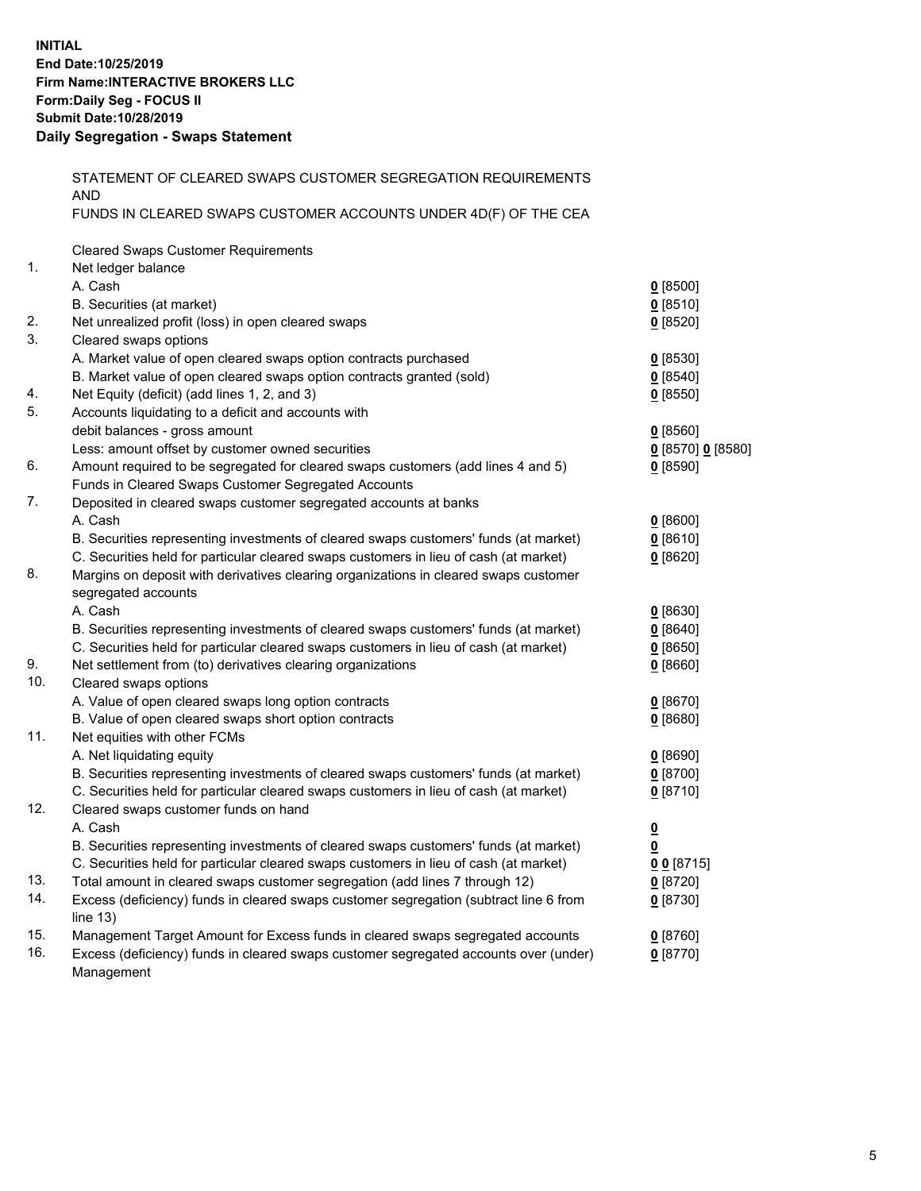**INITIAL**
**End Date:10/25/2019**
**Firm Name:INTERACTIVE BROKERS LLC**
**Form:Daily Seg - FOCUS II**
**Submit Date:10/28/2019**
**Daily Segregation - Swaps Statement**

STATEMENT OF CLEARED SWAPS CUSTOMER SEGREGATION REQUIREMENTS AND FUNDS IN CLEARED SWAPS CUSTOMER ACCOUNTS UNDER 4D(F) OF THE CEA

| | | |
|---|---|---|
| | Cleared Swaps Customer Requirements | |
| 1. | Net ledger balance | |
| | A. Cash | 0 [8500] |
| | B. Securities (at market) | 0 [8510] |
| 2. | Net unrealized profit (loss) in open cleared swaps | 0 [8520] |
| 3. | Cleared swaps options | |
| | A. Market value of open cleared swaps option contracts purchased | 0 [8530] |
| | B. Market value of open cleared swaps option contracts granted (sold) | 0 [8540] |
| 4. | Net Equity (deficit) (add lines 1, 2, and 3) | 0 [8550] |
| 5. | Accounts liquidating to a deficit and accounts with debit balances - gross amount | 0 [8560] |
| | Less: amount offset by customer owned securities | 0 [8570] 0 [8580] |
| 6. | Amount required to be segregated for cleared swaps customers (add lines 4 and 5) | 0 [8590] |
| | Funds in Cleared Swaps Customer Segregated Accounts | |
| 7. | Deposited in cleared swaps customer segregated accounts at banks | |
| | A. Cash | 0 [8600] |
| | B. Securities representing investments of cleared swaps customers' funds (at market) | 0 [8610] |
| | C. Securities held for particular cleared swaps customers in lieu of cash (at market) | 0 [8620] |
| 8. | Margins on deposit with derivatives clearing organizations in cleared swaps customer segregated accounts | |
| | A. Cash | 0 [8630] |
| | B. Securities representing investments of cleared swaps customers' funds (at market) | 0 [8640] |
| | C. Securities held for particular cleared swaps customers in lieu of cash (at market) | 0 [8650] |
| 9. | Net settlement from (to) derivatives clearing organizations | 0 [8660] |
| 10. | Cleared swaps options | |
| | A. Value of open cleared swaps long option contracts | 0 [8670] |
| | B. Value of open cleared swaps short option contracts | 0 [8680] |
| 11. | Net equities with other FCMs | |
| | A. Net liquidating equity | 0 [8690] |
| | B. Securities representing investments of cleared swaps customers' funds (at market) | 0 [8700] |
| | C. Securities held for particular cleared swaps customers in lieu of cash (at market) | 0 [8710] |
| 12. | Cleared swaps customer funds on hand | |
| | A. Cash | 0 |
| | B. Securities representing investments of cleared swaps customers' funds (at market) | 0 |
| | C. Securities held for particular cleared swaps customers in lieu of cash (at market) | 0 0 [8715] |
| 13. | Total amount in cleared swaps customer segregation (add lines 7 through 12) | 0 [8720] |
| 14. | Excess (deficiency) funds in cleared swaps customer segregation (subtract line 6 from line 13) | 0 [8730] |
| 15. | Management Target Amount for Excess funds in cleared swaps segregated accounts | 0 [8760] |
| 16. | Excess (deficiency) funds in cleared swaps customer segregated accounts over (under) Management | 0 [8770] |